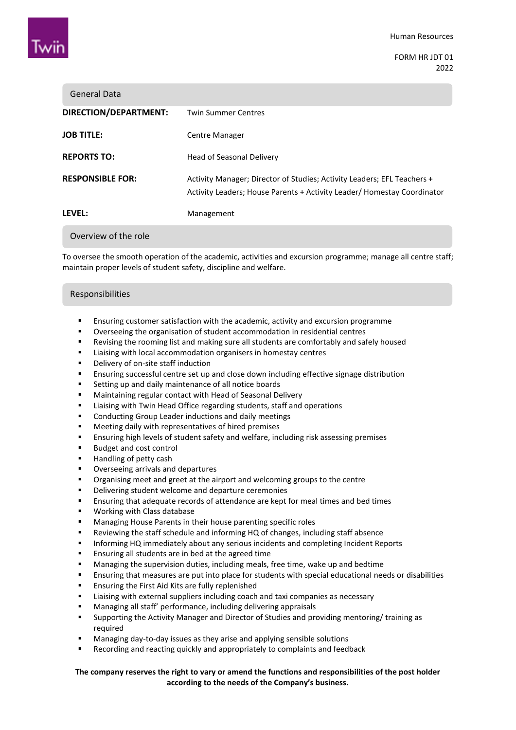Human Resources

FORM HR JDT 01
2022

## General Data

| | |
|---|---|
| **DIRECTION/DEPARTMENT:** | Twin Summer Centres |
| **JOB TITLE:** | Centre Manager |
| **REPORTS TO:** | Head of Seasonal Delivery |
| **RESPONSIBLE FOR:** | Activity Manager; Director of Studies; Activity Leaders; EFL Teachers + Activity Leaders; House Parents + Activity Leader/ Homestay Coordinator |
| **LEVEL:** | Management |

## Overview of the role

To oversee the smooth operation of the academic, activities and excursion programme; manage all centre staff; maintain proper levels of student safety, discipline and welfare.

## Responsibilities

- Ensuring customer satisfaction with the academic, activity and excursion programme
- Overseeing the organisation of student accommodation in residential centres
- Revising the rooming list and making sure all students are comfortably and safely housed
- Liaising with local accommodation organisers in homestay centres
- Delivery of on-site staff induction
- Ensuring successful centre set up and close down including effective signage distribution
- Setting up and daily maintenance of all notice boards
- Maintaining regular contact with Head of Seasonal Delivery
- Liaising with Twin Head Office regarding students, staff and operations
- Conducting Group Leader inductions and daily meetings
- Meeting daily with representatives of hired premises
- Ensuring high levels of student safety and welfare, including risk assessing premises
- Budget and cost control
- Handling of petty cash
- Overseeing arrivals and departures
- Organising meet and greet at the airport and welcoming groups to the centre
- Delivering student welcome and departure ceremonies
- Ensuring that adequate records of attendance are kept for meal times and bed times
- Working with Class database
- Managing House Parents in their house parenting specific roles
- Reviewing the staff schedule and informing HQ of changes, including staff absence
- Informing HQ immediately about any serious incidents and completing Incident Reports
- Ensuring all students are in bed at the agreed time
- Managing the supervision duties, including meals, free time, wake up and bedtime
- Ensuring that measures are put into place for students with special educational needs or disabilities
- Ensuring the First Aid Kits are fully replenished
- Liaising with external suppliers including coach and taxi companies as necessary
- Managing all staff' performance, including delivering appraisals
- Supporting the Activity Manager and Director of Studies and providing mentoring/ training as required
- Managing day-to-day issues as they arise and applying sensible solutions
- Recording and reacting quickly and appropriately to complaints and feedback

**The company reserves the right to vary or amend the functions and responsibilities of the post holder according to the needs of the Company's business.**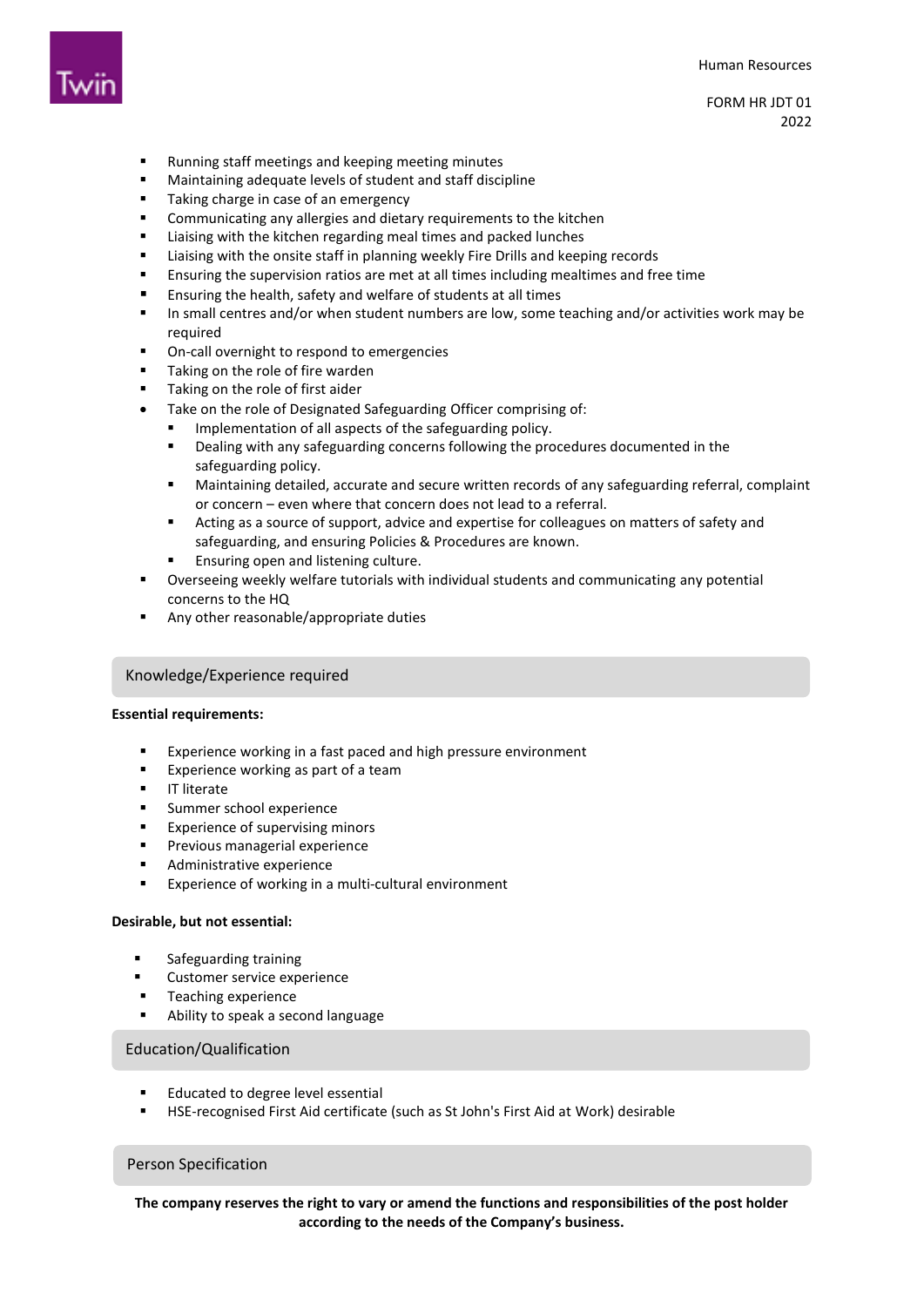- Running staff meetings and keeping meeting minutes
- Maintaining adequate levels of student and staff discipline
- Taking charge in case of an emergency
- Communicating any allergies and dietary requirements to the kitchen
- Liaising with the kitchen regarding meal times and packed lunches
- Liaising with the onsite staff in planning weekly Fire Drills and keeping records
- Ensuring the supervision ratios are met at all times including mealtimes and free time
- Ensuring the health, safety and welfare of students at all times
- In small centres and/or when student numbers are low, some teaching and/or activities work may be required
- On-call overnight to respond to emergencies
- Taking on the role of fire warden
- Taking on the role of first aider
- Take on the role of Designated Safeguarding Officer comprising of:
  - Implementation of all aspects of the safeguarding policy.
  - Dealing with any safeguarding concerns following the procedures documented in the safeguarding policy.
  - Maintaining detailed, accurate and secure written records of any safeguarding referral, complaint or concern – even where that concern does not lead to a referral.
  - Acting as a source of support, advice and expertise for colleagues on matters of safety and safeguarding, and ensuring Policies & Procedures are known.
  - Ensuring open and listening culture.
- Overseeing weekly welfare tutorials with individual students and communicating any potential concerns to the HQ
- Any other reasonable/appropriate duties

## Knowledge/Experience required

**Essential requirements:**

- Experience working in a fast paced and high pressure environment
- Experience working as part of a team
- IT literate
- Summer school experience
- Experience of supervising minors
- Previous managerial experience
- Administrative experience
- Experience of working in a multi-cultural environment

**Desirable, but not essential:**

- Safeguarding training
- Customer service experience
- Teaching experience
- Ability to speak a second language

## Education/Qualification

- Educated to degree level essential
- HSE-recognised First Aid certificate (such as St John's First Aid at Work) desirable

## Person Specification

**The company reserves the right to vary or amend the functions and responsibilities of the post holder according to the needs of the Company's business.**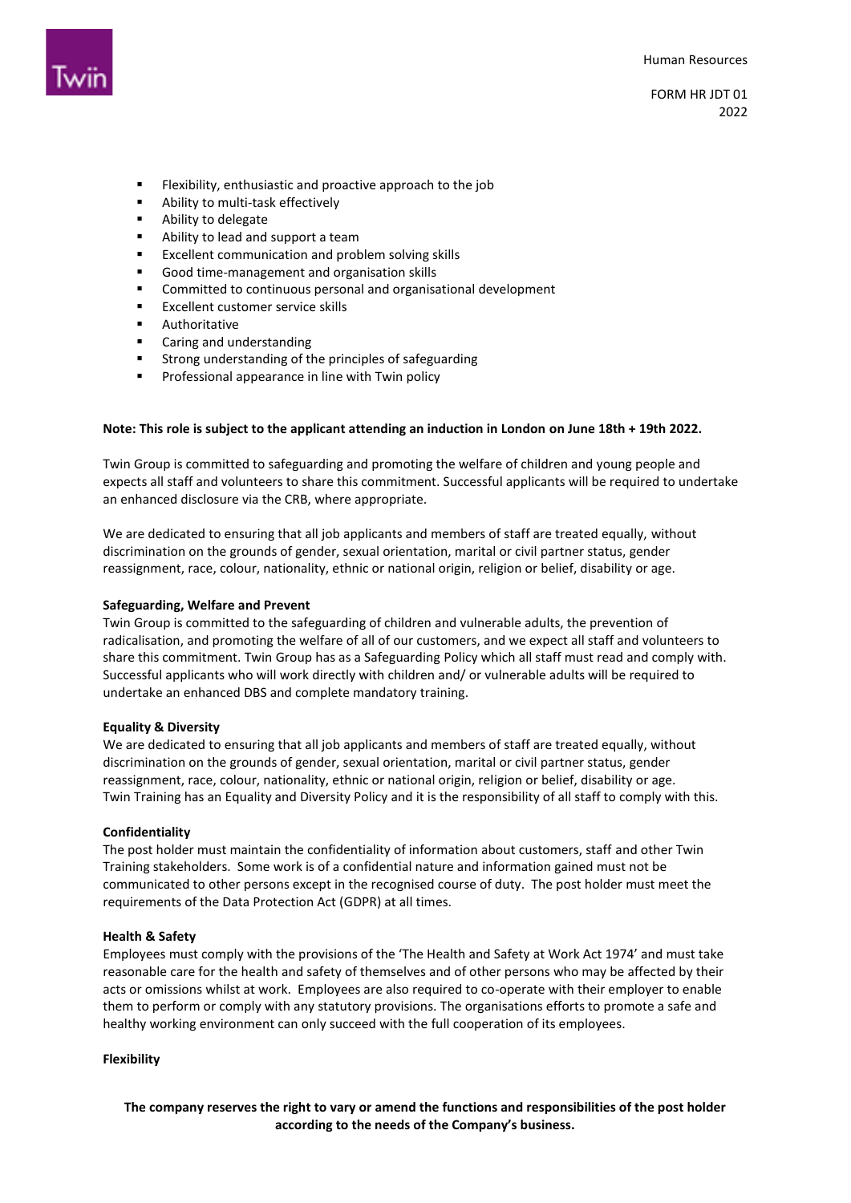- Flexibility, enthusiastic and proactive approach to the job
- Ability to multi-task effectively
- Ability to delegate
- Ability to lead and support a team
- Excellent communication and problem solving skills
- Good time-management and organisation skills
- Committed to continuous personal and organisational development
- Excellent customer service skills
- Authoritative
- Caring and understanding
- Strong understanding of the principles of safeguarding
- Professional appearance in line with Twin policy

**Note: This role is subject to the applicant attending an induction in London on June 18th + 19th 2022.**

Twin Group is committed to safeguarding and promoting the welfare of children and young people and expects all staff and volunteers to share this commitment. Successful applicants will be required to undertake an enhanced disclosure via the CRB, where appropriate.

We are dedicated to ensuring that all job applicants and members of staff are treated equally, without discrimination on the grounds of gender, sexual orientation, marital or civil partner status, gender reassignment, race, colour, nationality, ethnic or national origin, religion or belief, disability or age.

**Safeguarding, Welfare and Prevent**

Twin Group is committed to the safeguarding of children and vulnerable adults, the prevention of radicalisation, and promoting the welfare of all of our customers, and we expect all staff and volunteers to share this commitment. Twin Group has as a Safeguarding Policy which all staff must read and comply with. Successful applicants who will work directly with children and/ or vulnerable adults will be required to undertake an enhanced DBS and complete mandatory training.

**Equality & Diversity**

We are dedicated to ensuring that all job applicants and members of staff are treated equally, without discrimination on the grounds of gender, sexual orientation, marital or civil partner status, gender reassignment, race, colour, nationality, ethnic or national origin, religion or belief, disability or age. Twin Training has an Equality and Diversity Policy and it is the responsibility of all staff to comply with this.

**Confidentiality**

The post holder must maintain the confidentiality of information about customers, staff and other Twin Training stakeholders. Some work is of a confidential nature and information gained must not be communicated to other persons except in the recognised course of duty. The post holder must meet the requirements of the Data Protection Act (GDPR) at all times.

**Health & Safety**

Employees must comply with the provisions of the 'The Health and Safety at Work Act 1974' and must take reasonable care for the health and safety of themselves and of other persons who may be affected by their acts or omissions whilst at work. Employees are also required to co-operate with their employer to enable them to perform or comply with any statutory provisions. The organisations efforts to promote a safe and healthy working environment can only succeed with the full cooperation of its employees.

**Flexibility**

**The company reserves the right to vary or amend the functions and responsibilities of the post holder according to the needs of the Company's business.**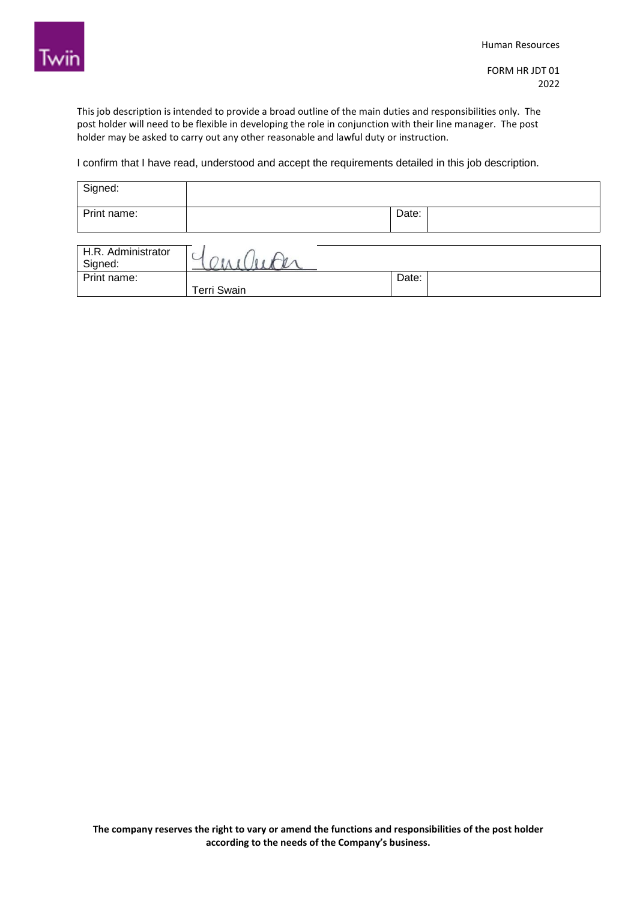This job description is intended to provide a broad outline of the main duties and responsibilities only. The post holder will need to be flexible in developing the role in conjunction with their line manager. The post holder may be asked to carry out any other reasonable and lawful duty or instruction.

I confirm that I have read, understood and accept the requirements detailed in this job description.

| | | | |
|---|---|---|---|
| Signed: | | | |
| Print name: | | Date: | |

| | | | |
|---|---|---|---|
| H.R. Administrator Signed: | | | |
| Print name: | Terri Swain | Date: | |

**The company reserves the right to vary or amend the functions and responsibilities of the post holder according to the needs of the Company's business.**